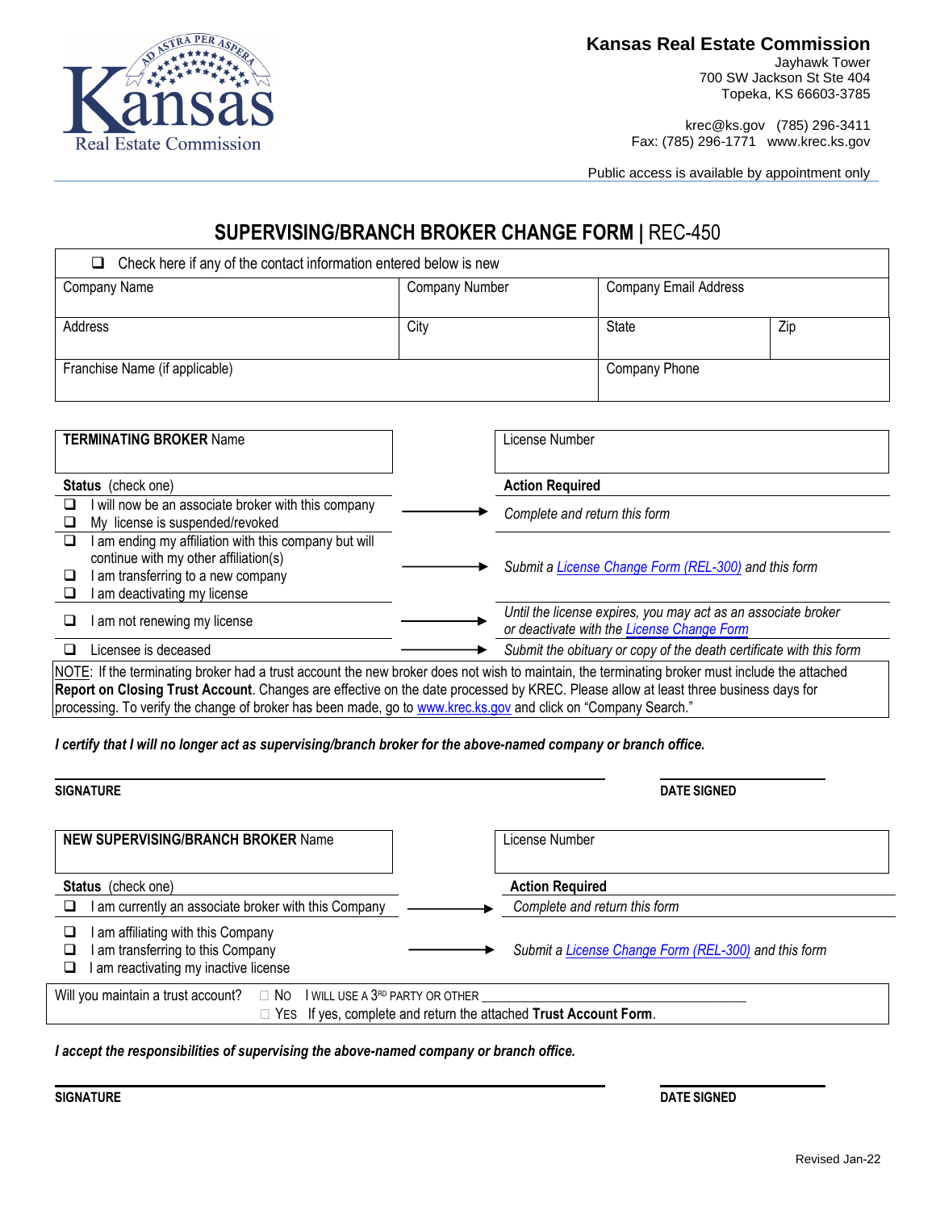Kansas Real Estate Commission
Jayhawk Tower
700 SW Jackson St Ste 404
Topeka, KS 66603-3785

krec@ks.gov (785) 296-3411
Fax: (785) 296-1771 www.krec.ks.gov

Public access is available by appointment only

# SUPERVISING/BRANCH BROKER CHANGE FORM | REC-450

❑ Check here if any of the contact information entered below is new

| Company Name | Company Number | Company Email Address | |
|---|---|---|---|
| Address | City | State | Zip |
| Franchise Name (if applicable) | | Company Phone | |

| **TERMINATING BROKER** Name | License Number |
|---|---|
| **Status** (check one) | **Action Required** |
| ❑ I will now be an associate broker with this company<br>❑ My license is suspended/revoked | *Complete and return this form* |
| ❑ I am ending my affiliation with this company but will continue with my other affiliation(s)<br>❑ I am transferring to a new company<br>❑ I am deactivating my license | *Submit a License Change Form (REL-300) and this form* |
| ❑ I am not renewing my license | *Until the license expires, you may act as an associate broker or deactivate with the License Change Form* |
| ❑ Licensee is deceased | *Submit the obituary or copy of the death certificate with this form* |

NOTE: If the terminating broker had a trust account the new broker does not wish to maintain, the terminating broker must include the attached **Report on Closing Trust Account**. Changes are effective on the date processed by KREC. Please allow at least three business days for processing. To verify the change of broker has been made, go to www.krec.ks.gov and click on "Company Search."

***I certify that I will no longer act as supervising/branch broker for the above-named company or branch office.***

**SIGNATURE** ______________________________ **DATE SIGNED** ______________

| **NEW SUPERVISING/BRANCH BROKER** Name | License Number |
|---|---|
| **Status** (check one) | **Action Required** |
| ❑ I am currently an associate broker with this Company | *Complete and return this form* |
| ❑ I am affiliating with this Company<br>❑ I am transferring to this Company<br>❑ I am reactivating my inactive license | *Submit a License Change Form (REL-300) and this form* |

Will you maintain a trust account? ☐ NO I WILL USE A 3RD PARTY OR OTHER ______________________
☐ YES If yes, complete and return the attached **Trust Account Form**.

***I accept the responsibilities of supervising the above-named company or branch office.***

**SIGNATURE** ______________________________ **DATE SIGNED** ______________

Revised Jan-22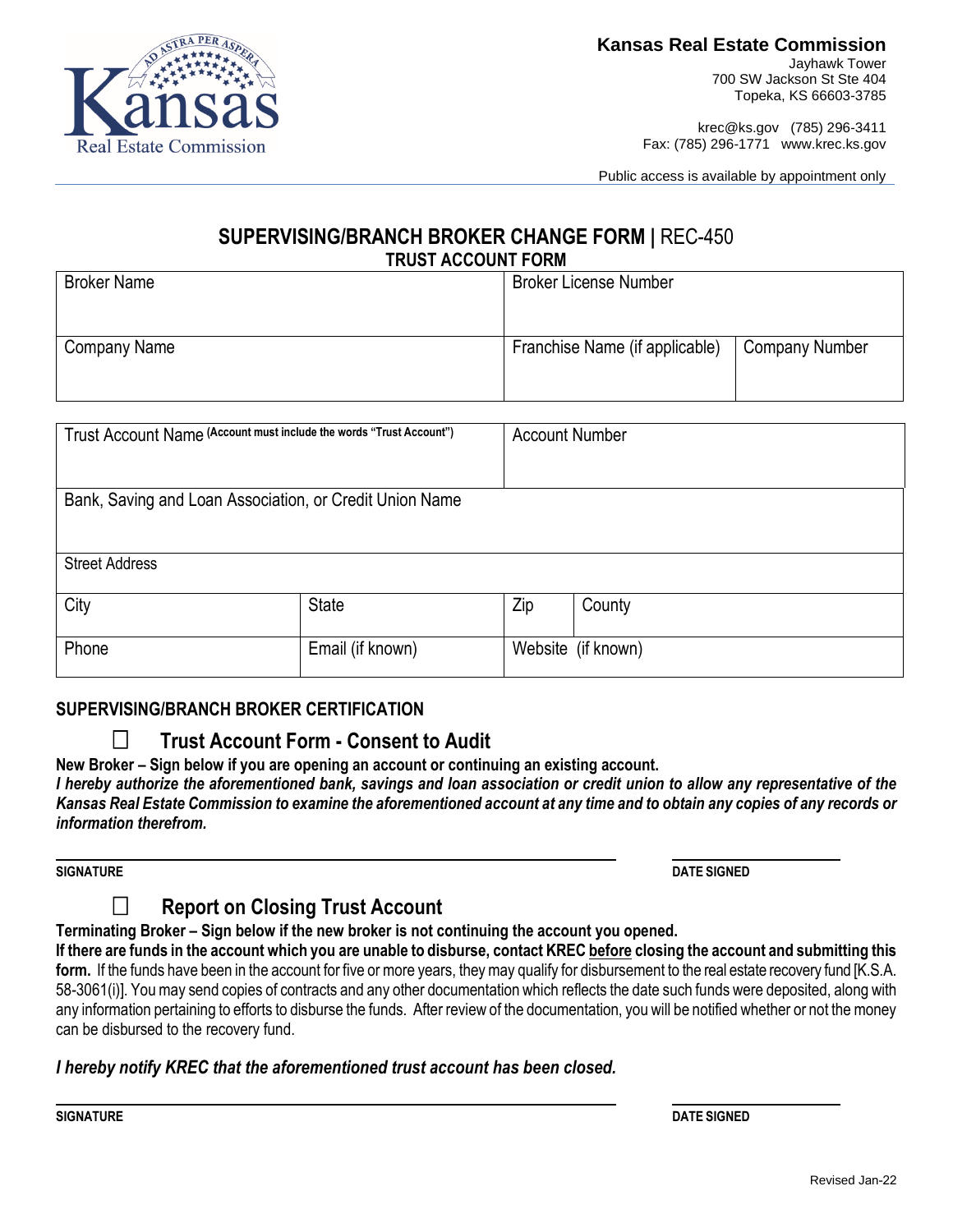**Kansas Real Estate Commission**
Jayhawk Tower
700 SW Jackson St Ste 404
Topeka, KS 66603-3785

krec@ks.gov (785) 296-3411
Fax: (785) 296-1771 www.krec.ks.gov

Public access is available by appointment only

# SUPERVISING/BRANCH BROKER CHANGE FORM | REC-450

## TRUST ACCOUNT FORM

| Broker Name | Broker License Number | |
|---|---|---|
| Company Name | Franchise Name (if applicable) | Company Number |

| Trust Account Name (Account must include the words "Trust Account") | | Account Number | |
|---|---|---|---|
| Bank, Saving and Loan Association, or Credit Union Name | | | |
| Street Address | | | |
| City | State | Zip | County |
| Phone | Email (if known) | Website (if known) | |

## SUPERVISING/BRANCH BROKER CERTIFICATION

☐ **Trust Account Form - Consent to Audit**

**New Broker – Sign below if you are opening an account or continuing an existing account.**

***I hereby authorize the aforementioned bank, savings and loan association or credit union to allow any representative of the Kansas Real Estate Commission to examine the aforementioned account at any time and to obtain any copies of any records or information therefrom.***

**SIGNATURE** _______________________ **DATE SIGNED** ____________

☐ **Report on Closing Trust Account**

**Terminating Broker – Sign below if the new broker is not continuing the account you opened.**

**If there are funds in the account which you are unable to disburse, contact KREC before closing the account and submitting this form.** If the funds have been in the account for five or more years, they may qualify for disbursement to the real estate recovery fund [K.S.A. 58-3061(i)]. You may send copies of contracts and any other documentation which reflects the date such funds were deposited, along with any information pertaining to efforts to disburse the funds. After review of the documentation, you will be notified whether or not the money can be disbursed to the recovery fund.

***I hereby notify KREC that the aforementioned trust account has been closed.***

**SIGNATURE** _______________________ **DATE SIGNED** ____________

Revised Jan-22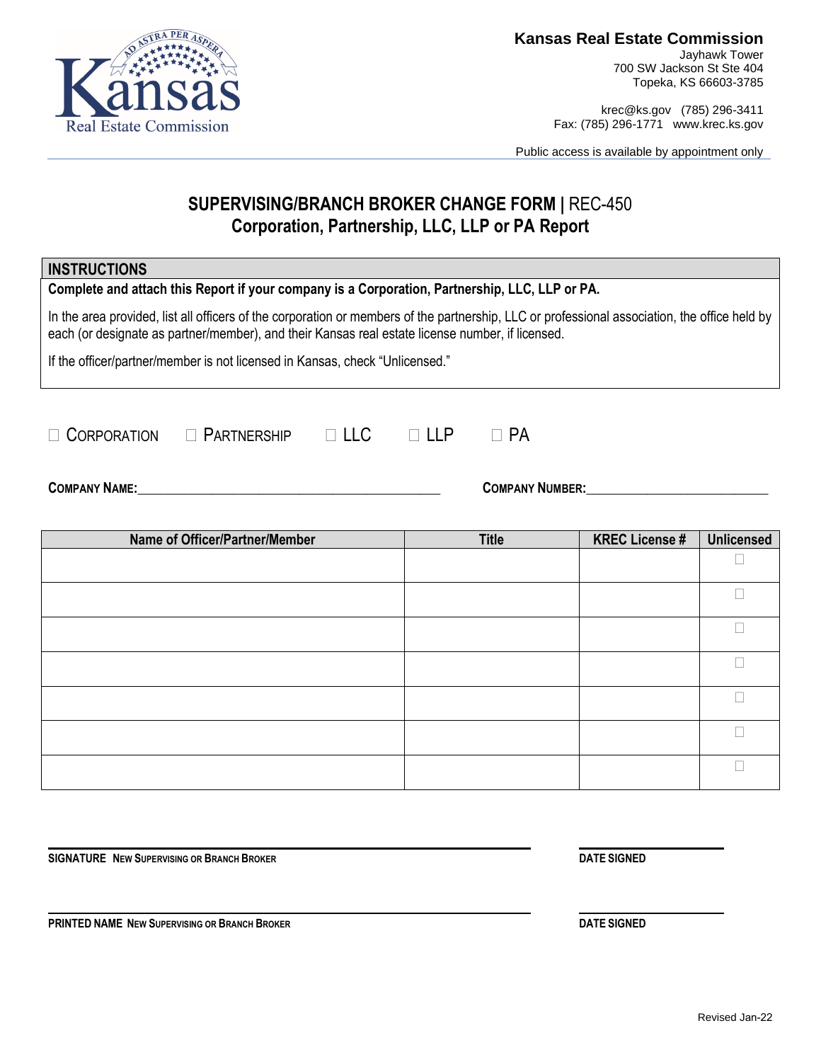**Kansas Real Estate Commission**
Jayhawk Tower
700 SW Jackson St Ste 404
Topeka, KS 66603-3785

krec@ks.gov (785) 296-3411
Fax: (785) 296-1771 www.krec.ks.gov

Public access is available by appointment only

# SUPERVISING/BRANCH BROKER CHANGE FORM | REC-450
## Corporation, Partnership, LLC, LLP or PA Report

### INSTRUCTIONS

**Complete and attach this Report if your company is a Corporation, Partnership, LLC, LLP or PA.**

In the area provided, list all officers of the corporation or members of the partnership, LLC or professional association, the office held by each (or designate as partner/member), and their Kansas real estate license number, if licensed.

If the officer/partner/member is not licensed in Kansas, check "Unlicensed."

☐ CORPORATION ☐ PARTNERSHIP ☐ LLC ☐ LLP ☐ PA

**COMPANY NAME:**\_\_\_\_\_\_\_\_\_\_\_\_\_\_\_\_\_\_\_\_\_\_\_\_\_\_\_\_\_\_\_\_\_\_\_\_\_\_\_\_ **COMPANY NUMBER:**\_\_\_\_\_\_\_\_\_\_\_\_\_\_\_\_\_\_\_\_\_\_\_\_\_

| Name of Officer/Partner/Member | Title | KREC License # | Unlicensed |
|---|---|---|---|
| | | | ☐ |
| | | | ☐ |
| | | | ☐ |
| | | | ☐ |
| | | | ☐ |
| | | | ☐ |
| | | | ☐ |

\_\_\_\_\_\_\_\_\_\_\_\_\_\_\_\_\_\_\_\_\_\_\_\_\_\_\_\_\_\_\_\_\_\_\_\_\_\_\_\_\_\_\_\_ \_\_\_\_\_\_\_\_\_\_\_\_\_\_\_\_
**SIGNATURE** **NEW SUPERVISING OR BRANCH BROKER** **DATE SIGNED**

\_\_\_\_\_\_\_\_\_\_\_\_\_\_\_\_\_\_\_\_\_\_\_\_\_\_\_\_\_\_\_\_\_\_\_\_\_\_\_\_\_\_\_\_ \_\_\_\_\_\_\_\_\_\_\_\_\_\_\_\_
**PRINTED NAME** **NEW SUPERVISING OR BRANCH BROKER** **DATE SIGNED**

Revised Jan-22